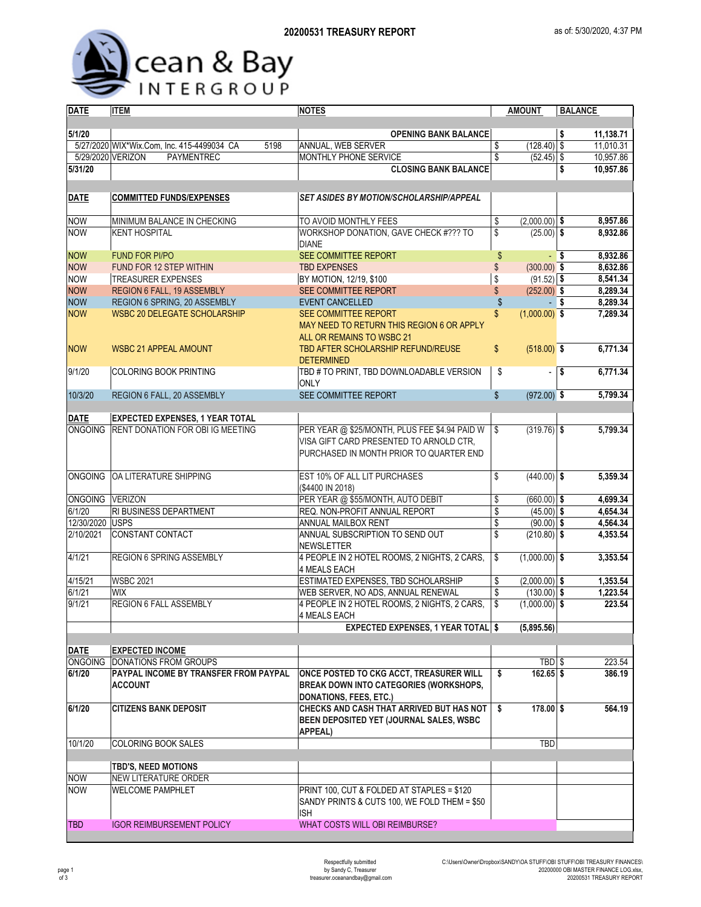# 20200531 TREASURY REPORT

as of: 5/30/2020, 4:37 PM

Ocean & Bay INTERGROUP

| DATE | ITEM | NOTES | AMOUNT | BALANCE |
|---|---|---|---|---|
| 5/1/20 | | OPENING BANK BALANCE | | $ 11,138.71 |
| 5/27/2020 | WIX*Wix.Com, Inc. 415-4499034 CA 5198 | ANNUAL, WEB SERVER | $ (128.40) | $ 11,010.31 |
| 5/29/2020 | VERIZON PAYMENTREC | MONTHLY PHONE SERVICE | $ (52.45) | $ 10,957.86 |
| 5/31/20 | | CLOSING BANK BALANCE | | $ 10,957.86 |
| **DATE** | **COMMITTED FUNDS/EXPENSES** | ***SET ASIDES BY MOTION/SCHOLARSHIP/APPEAL*** | | |
| NOW | MINIMUM BALANCE IN CHECKING | TO AVOID MONTHLY FEES | $ (2,000.00) | $ 8,957.86 |
| NOW | KENT HOSPITAL | WORKSHOP DONATION, GAVE CHECK #??? TO DIANE | $ (25.00) | $ 8,932.86 |
| NOW | FUND FOR PI/PO | SEE COMMITTEE REPORT | $ - | $ 8,932.86 |
| NOW | FUND FOR 12 STEP WITHIN | TBD EXPENSES | $ (300.00) | $ 8,632.86 |
| NOW | TREASURER EXPENSES | BY MOTION, 12/19, $100 | $ (91.52) | $ 8,541.34 |
| NOW | REGION 6 FALL, 19 ASSEMBLY | SEE COMMITTEE REPORT | $ (252.00) | $ 8,289.34 |
| NOW | REGION 6 SPRING, 20 ASSEMBLY | EVENT CANCELLED | $ - | $ 8,289.34 |
| NOW | WSBC 20 DELEGATE SCHOLARSHIP | SEE COMMITTEE REPORT<br>MAY NEED TO RETURN THIS REGION 6 OR APPLY ALL OR REMAINS TO WSBC 21 | $ (1,000.00) | $ 7,289.34 |
| NOW | WSBC 21 APPEAL AMOUNT | TBD AFTER SCHOLARSHIP REFUND/REUSE DETERMINED | $ (518.00) | $ 6,771.34 |
| 9/1/20 | COLORING BOOK PRINTING | TBD # TO PRINT, TBD DOWNLOADABLE VERSION ONLY | $ - | $ 6,771.34 |
| 10/3/20 | REGION 6 FALL, 20 ASSEMBLY | SEE COMMITTEE REPORT | $ (972.00) | $ 5,799.34 |
| **DATE** | **EXPECTED EXPENSES, 1 YEAR TOTAL** | | | |
| ONGOING | RENT DONATION FOR OBI IG MEETING | PER YEAR @ $25/MONTH, PLUS FEE $4.94 PAID W VISA GIFT CARD PRESENTED TO ARNOLD CTR, PURCHASED IN MONTH PRIOR TO QUARTER END | $ (319.76) | $ 5,799.34 |
| ONGOING | OA LITERATURE SHIPPING | EST 10% OF ALL LIT PURCHASES ($4400 IN 2018) | $ (440.00) | $ 5,359.34 |
| ONGOING | VERIZON | PER YEAR @ $55/MONTH, AUTO DEBIT | $ (660.00) | $ 4,699.34 |
| 6/1/20 | RI BUSINESS DEPARTMENT | REQ. NON-PROFIT ANNUAL REPORT | $ (45.00) | $ 4,654.34 |
| 12/30/2020 | USPS | ANNUAL MAILBOX RENT | $ (90.00) | $ 4,564.34 |
| 2/10/2021 | CONSTANT CONTACT | ANNUAL SUBSCRIPTION TO SEND OUT NEWSLETTER | $ (210.80) | $ 4,353.54 |
| 4/1/21 | REGION 6 SPRING ASSEMBLY | 4 PEOPLE IN 2 HOTEL ROOMS, 2 NIGHTS, 2 CARS, 4 MEALS EACH | $ (1,000.00) | $ 3,353.54 |
| 4/15/21 | WSBC 2021 | ESTIMATED EXPENSES, TBD SCHOLARSHIP | $ (2,000.00) | $ 1,353.54 |
| 6/1/21 | WIX | WEB SERVER, NO ADS, ANNUAL RENEWAL | $ (130.00) | $ 1,223.54 |
| 9/1/21 | REGION 6 FALL ASSEMBLY | 4 PEOPLE IN 2 HOTEL ROOMS, 2 NIGHTS, 2 CARS, 4 MEALS EACH | $ (1,000.00) | $ 223.54 |
| | | EXPECTED EXPENSES, 1 YEAR TOTAL | $ (5,895.56) | |
| **DATE** | **EXPECTED INCOME** | | | |
| ONGOING | DONATIONS FROM GROUPS | | TBD | $ 223.54 |
| **6/1/20** | **PAYPAL INCOME BY TRANSFER FROM PAYPAL ACCOUNT** | **ONCE POSTED TO CKG ACCT, TREASURER WILL BREAK DOWN INTO CATEGORIES (WORKSHOPS, DONATIONS, FEES, ETC.)** | **$ 162.65** | $ 386.19 |
| **6/1/20** | **CITIZENS BANK DEPOSIT** | **CHECKS AND CASH THAT ARRIVED BUT HAS NOT BEEN DEPOSITED YET (JOURNAL SALES, WSBC APPEAL)** | **$ 178.00** | $ 564.19 |
| 10/1/20 | COLORING BOOK SALES | | TBD | |
| | **TBD'S, NEED MOTIONS** | | | |
| NOW | NEW LITERATURE ORDER | | | |
| NOW | WELCOME PAMPHLET | PRINT 100, CUT & FOLDED AT STAPLES = $120<br>SANDY PRINTS & CUTS 100, WE FOLD THEM = $50 ISH | | |
| TBD | IGOR REIMBURSEMENT POLICY | WHAT COSTS WILL OBI REIMBURSE? | | |

Respectfully submitted
by Sandy C, Treasurer
treasurer.oceanandbay@gmail.com

C:\Users\Owner\Dropbox\SANDY\OA STUFF\OBI STUFF\OBI TREASURY FINANCES\20200000 OBI MASTER FINANCE LOG.xlsx, 20200531 TREASURY REPORT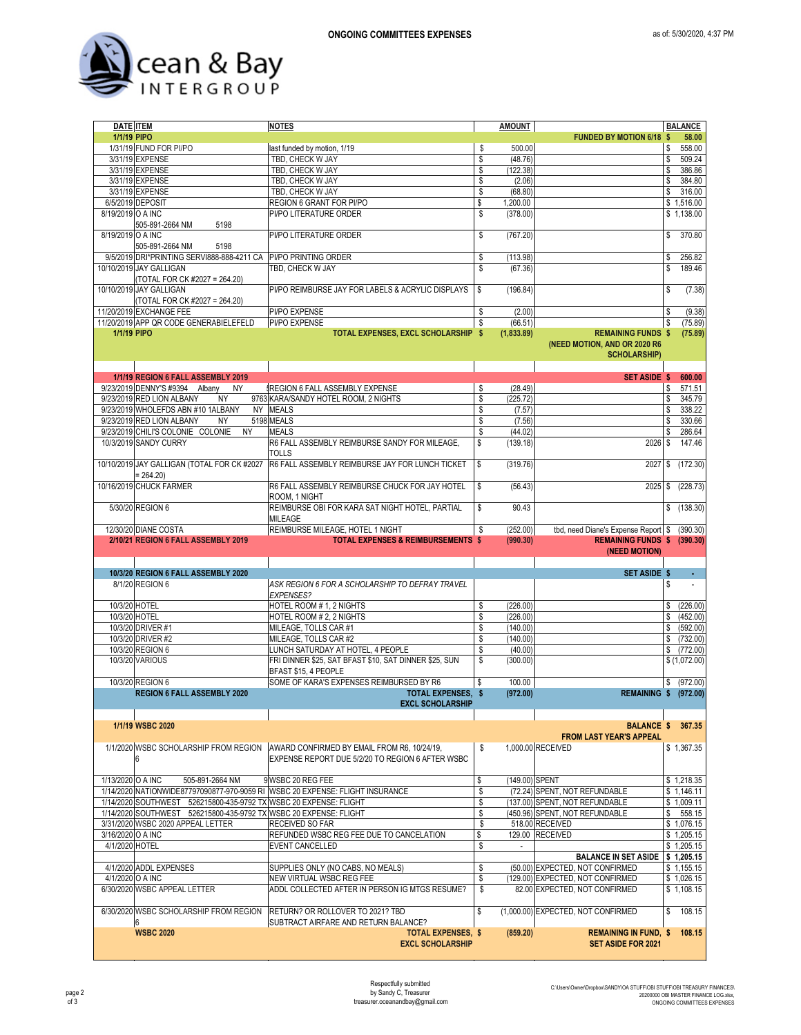# ONGOING COMMITTEES EXPENSES

as of: 5/30/2020, 4:37 PM

Ocean & Bay INTERGROUP

| DATE | ITEM | NOTES | AMOUNT | | BALANCE |
|---|---|---|---|---|---|
| **1/1/19** | **PIPO** | | | **FUNDED BY MOTION 6/18** | **$ 58.00** |
| 1/31/19 | FUND FOR PI/PO | last funded by motion, 1/19 | $ 500.00 | | $ 558.00 |
| 3/31/19 | EXPENSE | TBD, CHECK W JAY | $ (48.76) | | $ 509.24 |
| 3/31/19 | EXPENSE | TBD, CHECK W JAY | $ (122.38) | | $ 386.86 |
| 3/31/19 | EXPENSE | TBD, CHECK W JAY | $ (2.06) | | $ 384.80 |
| 3/31/19 | EXPENSE | TBD, CHECK W JAY | $ (68.80) | | $ 316.00 |
| 6/5/2019 | DEPOSIT | REGION 6 GRANT FOR PI/PO | $ 1,200.00 | | $ 1,516.00 |
| 8/19/2019 | O A INC 505-891-2664 NM 5198 | PI/PO LITERATURE ORDER | $ (378.00) | | $ 1,138.00 |
| 8/19/2019 | O A INC 505-891-2664 NM 5198 | PI/PO LITERATURE ORDER | $ (767.20) | | $ 370.80 |
| 9/5/2019 | DRI*PRINTING SERVI888-888-4211 CA | PI/PO PRINTING ORDER | $ (113.98) | | $ 256.82 |
| 10/10/2019 | JAY GALLIGAN (TOTAL FOR CK #2027 = 264.20) | TBD, CHECK W JAY | $ (67.36) | | $ 189.46 |
| 10/10/2019 | JAY GALLIGAN (TOTAL FOR CK #2027 = 264.20) | PI/PO REIMBURSE JAY FOR LABELS & ACRYLIC DISPLAYS | $ (196.84) | | $ (7.38) |
| 11/20/2019 | EXCHANGE FEE | PI/PO EXPENSE | $ (2.00) | | $ (9.38) |
| 11/20/2019 | APP QR CODE GENERABIELEFELD | PI/PO EXPENSE | $ (66.51) | | $ (75.89) |
| **1/1/19** | **PIPO** | **TOTAL EXPENSES, EXCL SCHOLARSHIP** | **$ (1,833.89)** | **REMAINING FUNDS (NEED MOTION, AND OR 2020 R6 SCHOLARSHIP)** | **$ (75.89)** |
| | | | | | |
| **1/1/19** | **REGION 6 FALL ASSEMBLY 2019** | | | **SET ASIDE** | **$ 600.00** |
| 9/23/2019 | DENNY'S #9394 Albany NY | REGION 6 FALL ASSEMBLY EXPENSE | $ (28.49) | | $ 571.51 |
| 9/23/2019 | RED LION ALBANY NY 9763 | KARA/SANDY HOTEL ROOM, 2 NIGHTS | $ (225.72) | | $ 345.79 |
| 9/23/2019 | WHOLEFDS ABN #10 1ALBANY NY | MEALS | $ (7.57) | | $ 338.22 |
| 9/23/2019 | RED LION ALBANY NY 5198 | MEALS | $ (7.56) | | $ 330.66 |
| 9/23/2019 | CHILI'S COLONIE COLONIE NY | MEALS | $ (44.02) | | $ 286.64 |
| 10/3/2019 | SANDY CURRY | R6 FALL ASSEMBLY REIMBURSE SANDY FOR MILEAGE, TOLLS | $ (139.18) | 2026 | $ 147.46 |
| 10/10/2019 | JAY GALLIGAN (TOTAL FOR CK #2027 = 264.20) | R6 FALL ASSEMBLY REIMBURSE JAY FOR LUNCH TICKET | $ (319.76) | 2027 | $ (172.30) |
| 10/16/2019 | CHUCK FARMER | R6 FALL ASSEMBLY REIMBURSE CHUCK FOR JAY HOTEL ROOM, 1 NIGHT | $ (56.43) | 2025 | $ (228.73) |
| 5/30/20 | REGION 6 | REIMBURSE OBI FOR KARA SAT NIGHT HOTEL, PARTIAL MILEAGE | $ 90.43 | | $ (138.30) |
| 12/30/20 | DIANE COSTA | REIMBURSE MILEAGE, HOTEL 1 NIGHT | $ (252.00) | tbd, need Diane's Expense Report | $ (390.30) |
| **2/10/21** | **REGION 6 FALL ASSEMBLY 2019** | **TOTAL EXPENSES & REIMBURSEMENTS** | **$ (990.30)** | **REMAINING FUNDS (NEED MOTION)** | **$ (390.30)** |
| | | | | | |
| **10/3/20** | **REGION 6 FALL ASSEMBLY 2020** | | | **SET ASIDE** | **$ -** |
| 8/1/20 | REGION 6 | *ASK REGION 6 FOR A SCHOLARSHIP TO DEFRAY TRAVEL EXPENSES?* | | | $ - |
| 10/3/20 | HOTEL | HOTEL ROOM # 1, 2 NIGHTS | $ (226.00) | | $ (226.00) |
| 10/3/20 | HOTEL | HOTEL ROOM # 2, 2 NIGHTS | $ (226.00) | | $ (452.00) |
| 10/3/20 | DRIVER #1 | MILEAGE, TOLLS CAR #1 | $ (140.00) | | $ (592.00) |
| 10/3/20 | DRIVER #2 | MILEAGE, TOLLS CAR #2 | $ (140.00) | | $ (732.00) |
| 10/3/20 | REGION 6 | LUNCH SATURDAY AT HOTEL, 4 PEOPLE | $ (40.00) | | $ (772.00) |
| 10/3/20 | VARIOUS | FRI DINNER $25, SAT BFAST $10, SAT DINNER $25, SUN BFAST $15, 4 PEOPLE | $ (300.00) | | $ (1,072.00) |
| 10/3/20 | REGION 6 | SOME OF KARA'S EXPENSES REIMBURSED BY R6 | $ 100.00 | | $ (972.00) |
| | **REGION 6 FALL ASSEMBLY 2020** | **TOTAL EXPENSES, EXCL SCHOLARSHIP** | **$ (972.00)** | **REMAINING** | **$ (972.00)** |
| | | | | | |
| **1/1/19** | **WSBC 2020** | | | **BALANCE FROM LAST YEAR'S APPEAL** | **$ 367.35** |
| 1/1/2020 | WSBC SCHOLARSHIP FROM REGION 6 | AWARD CONFIRMED BY EMAIL FROM R6, 10/24/19, EXPENSE REPORT DUE 5/2/20 TO REGION 6 AFTER WSBC | $ 1,000.00 | RECEIVED | $ 1,367.35 |
| 1/13/2020 | O A INC 505-891-2664 NM 9 | WSBC 20 REG FEE | $ (149.00) | SPENT | $ 1,218.35 |
| 1/14/2020 | NATIONWIDE87797090877-970-9059 RI | WSBC 20 EXPENSE: FLIGHT INSURANCE | $ (72.24) | SPENT, NOT REFUNDABLE | $ 1,146.11 |
| 1/14/2020 | SOUTHWEST 526215800-435-9792 TX | WSBC 20 EXPENSE: FLIGHT | $ (137.00) | SPENT, NOT REFUNDABLE | $ 1,009.11 |
| 1/14/2020 | SOUTHWEST 526215800-435-9792 TX | WSBC 20 EXPENSE: FLIGHT | $ (450.96) | SPENT, NOT REFUNDABLE | $ 558.15 |
| 3/31/2020 | WSBC 2020 APPEAL LETTER | RECEIVED SO FAR | $ 518.00 | RECEIVED | $ 1,076.15 |
| 3/16/2020 | O A INC | REFUNDED WSBC REG FEE DUE TO CANCELATION | $ 129.00 | RECEIVED | $ 1,205.15 |
| 4/1/2020 | HOTEL | EVENT CANCELLED | $ - | | $ 1,205.15 |
| | | | | **BALANCE IN SET ASIDE** | **$ 1,205.15** |
| 4/1/2020 | ADDL EXPENSES | SUPPLIES ONLY (NO CABS, NO MEALS) | $ (50.00) | EXPECTED, NOT CONFIRMED | $ 1,155.15 |
| 4/1/2020 | O A INC | NEW VIRTUAL WSBC REG FEE | $ (129.00) | EXPECTED, NOT CONFIRMED | $ 1,026.15 |
| 6/30/2020 | WSBC APPEAL LETTER | ADDL COLLECTED AFTER IN PERSON IG MTGS RESUME? | $ 82.00 | EXPECTED, NOT CONFIRMED | $ 1,108.15 |
| 6/30/2020 | WSBC SCHOLARSHIP FROM REGION 6 | RETURN? OR ROLLOVER TO 2021? TBD SUBTRACT AIRFARE AND RETURN BALANCE? | $ (1,000.00) | EXPECTED, NOT CONFIRMED | $ 108.15 |
| | **WSBC 2020** | **TOTAL EXPENSES, EXCL SCHOLARSHIP** | **$ (859.20)** | **REMAINING IN FUND, SET ASIDE FOR 2021** | **$ 108.15** |

Respectfully submitted
by Sandy C, Treasurer
treasurer.oceanandbay@gmail.com

C:\Users\Owner\Dropbox\SANDY\OA STUFF\OBI STUFF\OBI TREASURY FINANCES\20200000 OBI MASTER FINANCE LOG.xlsx, ONGOING COMMITTEES EXPENSES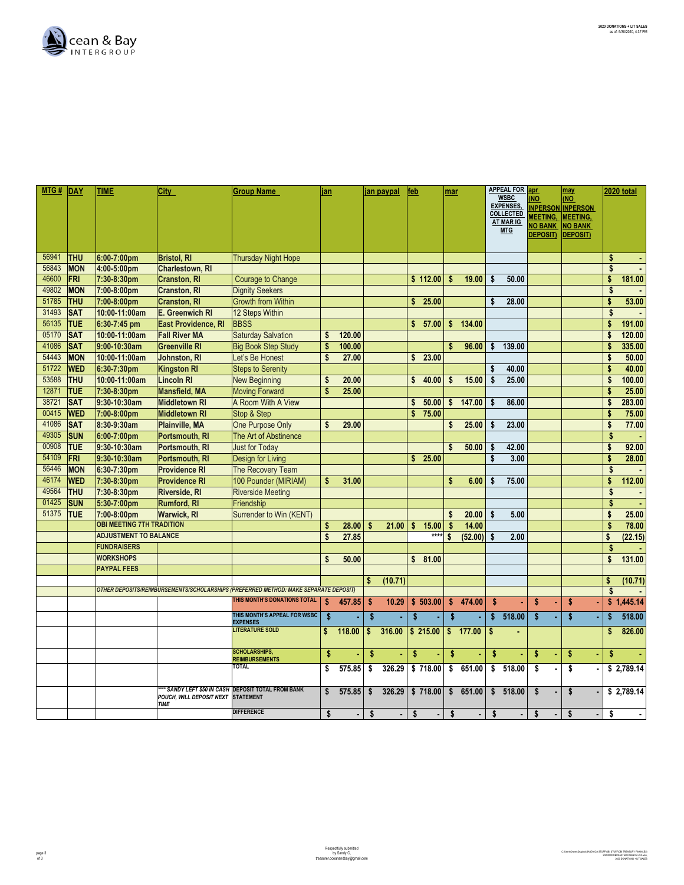| MTG # | DAY | TIME | City | Group Name | jan | jan paypal | feb | mar | APPEAL FOR WSBC EXPENSES, COLLECTED AT MAR IG MTG | apr (NO INPERSON MEETING, NO BANK DEPOSIT) | may (NO INPERSON MEETING, NO BANK DEPOSIT) | 2020 total |
|---|---|---|---|---|---|---|---|---|---|---|---|---|
| 56941 | THU | 6:00-7:00pm | Bristol, RI | Thursday Night Hope | | | | | | | | $ - |
| 56843 | MON | 4:00-5:00pm | Charlestown, RI | | | | | | | | | $ - |
| 46600 | FRI | 7:30-8:30pm | Cranston, RI | Courage to Change | | | $ 112.00 | $ 19.00 | $ 50.00 | | | $ 181.00 |
| 49802 | MON | 7:00-8:00pm | Cranston, RI | Dignity Seekers | | | | | | | | $ - |
| 51785 | THU | 7:00-8:00pm | Cranston, RI | Growth from Within | | | $ 25.00 | | $ 28.00 | | | $ 53.00 |
| 31493 | SAT | 10:00-11:00am | E. Greenwich RI | 12 Steps Within | | | | | | | | $ - |
| 56135 | TUE | 6:30-7:45 pm | East Providence, RI | BBSS | | | $ 57.00 | $ 134.00 | | | | $ 191.00 |
| 05170 | SAT | 10:00-11:00am | Fall River MA | Saturday Salvation | $ 120.00 | | | | | | | $ 120.00 |
| 41086 | SAT | 9:00-10:30am | Greenville RI | Big Book Step Study | $ 100.00 | | | $ 96.00 | $ 139.00 | | | $ 335.00 |
| 54443 | MON | 10:00-11:00am | Johnston, RI | Let's Be Honest | $ 27.00 | | $ 23.00 | | | | | $ 50.00 |
| 51722 | WED | 6:30-7:30pm | Kingston RI | Steps to Serenity | | | | | $ 40.00 | | | $ 40.00 |
| 53588 | THU | 10:00-11:00am | Lincoln RI | New Beginning | $ 20.00 | | $ 40.00 | $ 15.00 | $ 25.00 | | | $ 100.00 |
| 12871 | TUE | 7:30-8:30pm | Mansfield, MA | Moving Forward | $ 25.00 | | | | | | | $ 25.00 |
| 38721 | SAT | 9:30-10:30am | Middletown RI | A Room With A View | | | $ 50.00 | $ 147.00 | $ 86.00 | | | $ 283.00 |
| 00415 | WED | 7:00-8:00pm | Middletown RI | Stop & Step | | | $ 75.00 | | | | | $ 75.00 |
| 41086 | SAT | 8:30-9:30am | Plainville, MA | One Purpose Only | $ 29.00 | | | $ 25.00 | $ 23.00 | | | $ 77.00 |
| 49305 | SUN | 6:00-7:00pm | Portsmouth, RI | The Art of Abstinence | | | | | | | | $ - |
| 00908 | TUE | 9:30-10:30am | Portsmouth, RI | Just for Today | | | | $ 50.00 | $ 42.00 | | | $ 92.00 |
| 54109 | FRI | 9:30-10:30am | Portsmouth, RI | Design for Living | | | $ 25.00 | | $ 3.00 | | | $ 28.00 |
| 56446 | MON | 6:30-7:30pm | Providence RI | The Recovery Team | | | | | | | | $ - |
| 46174 | WED | 7:30-8:30pm | Providence RI | 100 Pounder (MIRIAM) | $ 31.00 | | | $ 6.00 | $ 75.00 | | | $ 112.00 |
| 49564 | THU | 7:30-8:30pm | Riverside, RI | Riverside Meeting | | | | | | | | $ - |
| 01425 | SUN | 5:30-7:00pm | Rumford, RI | Friendship | | | | | | | | $ - |
| 51375 | TUE | 7:00-8:00pm | Warwick, RI | Surrender to Win (KENT) | | | | $ 20.00 | $ 5.00 | | | $ 25.00 |
| | | OBI MEETING 7TH TRADITION | | | $ 28.00 | $ 21.00 | $ 15.00 | $ 14.00 | | | | $ 78.00 |
| | | ADJUSTMENT TO BALANCE | | | $ 27.85 | | **** | $ (52.00) | $ 2.00 | | | $ (22.15) |
| | | FUNDRAISERS | | | | | | | | | | $ - |
| | | WORKSHOPS | | | $ 50.00 | | $ 81.00 | | | | | $ 131.00 |
| | | PAYPAL FEES | | | | | | | | | | |
| | | | | | | $ (10.71) | | | | | | $ (10.71) |
| | | OTHER DEPOSITS/REIMBURSEMENTS/SCHOLARSHIPS (PREFERRED METHOD: MAKE SEPARATE DEPOSIT) | | | | | | | | | | $ - |
| | | | | THIS MONTH'S DONATIONS TOTAL | $ 457.85 | $ 10.29 | $ 503.00 | $ 474.00 | $ - | $ - | $ - | $ 1,445.14 |
| | | | | THIS MONTH'S APPEAL FOR WSBC EXPENSES | $ - | $ - | $ - | $ - | $ 518.00 | $ - | $ - | $ 518.00 |
| | | | | LITERATURE SOLD | $ 118.00 | $ 316.00 | $ 215.00 | $ 177.00 | $ - | | | $ 826.00 |
| | | | | SCHOLARSHIPS, REIMBURSEMENTS | $ - | $ - | $ - | $ - | $ - | $ - | $ - | $ - |
| | | | | TOTAL | $ 575.85 | $ 326.29 | $ 718.00 | $ 651.00 | $ 518.00 | $ - | $ - | $ 2,789.14 |
| | | | **** SANDY LEFT $50 IN CASH POUCH, WILL DEPOSIT NEXT TIME | DEPOSIT TOTAL FROM BANK STATEMENT | $ 575.85 | $ 326.29 | $ 718.00 | $ 651.00 | $ 518.00 | $ - | $ - | $ 2,789.14 |
| | | | | DIFFERENCE | $ - | $ - | $ - | $ - | $ - | $ - | $ - | $ - |

Respectfully submitted
by Sandy C,
treasurer.oceanandbay@gmail.com